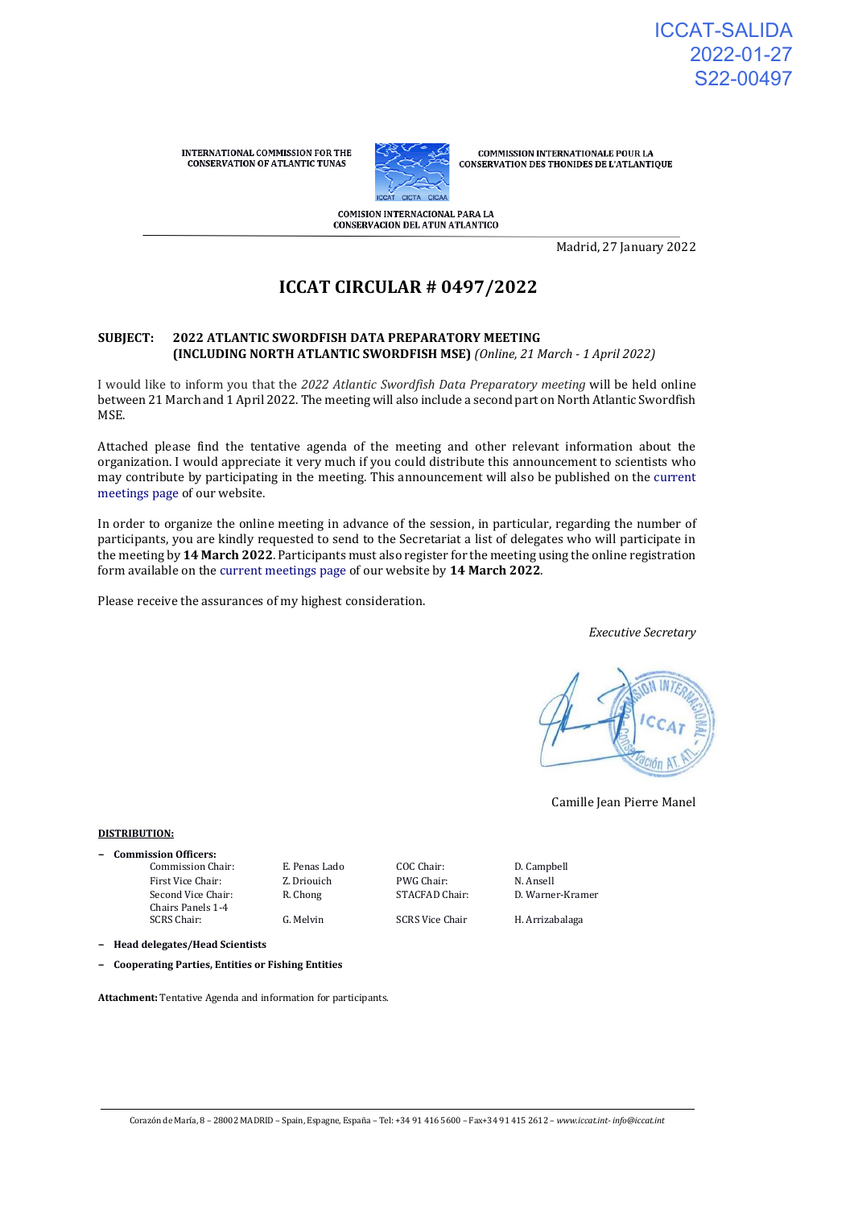ICCAT-SALIDA
2022-01-27
S22-00497

INTERNATIONAL COMMISSION FOR THE CONSERVATION OF ATLANTIC TUNAS

COMMISSION INTERNATIONALE POUR LA CONSERVATION DES THONIDES DE L'ATLANTIQUE

COMISION INTERNACIONAL PARA LA CONSERVACION DEL ATUN ATLANTICO

Madrid, 27 January 2022

# ICCAT CIRCULAR # 0497/2022

**SUBJECT: 2022 ATLANTIC SWORDFISH DATA PREPARATORY MEETING (INCLUDING NORTH ATLANTIC SWORDFISH MSE)** *(Online, 21 March - 1 April 2022)*

I would like to inform you that the *2022 Atlantic Swordfish Data Preparatory meeting* will be held online between 21 March and 1 April 2022. The meeting will also include a second part on North Atlantic Swordfish MSE.

Attached please find the tentative agenda of the meeting and other relevant information about the organization. I would appreciate it very much if you could distribute this announcement to scientists who may contribute by participating in the meeting. This announcement will also be published on the current meetings page of our website.

In order to organize the online meeting in advance of the session, in particular, regarding the number of participants, you are kindly requested to send to the Secretariat a list of delegates who will participate in the meeting by **14 March 2022**. Participants must also register for the meeting using the online registration form available on the current meetings page of our website by **14 March 2022**.

Please receive the assurances of my highest consideration.

*Executive Secretary*

Camille Jean Pierre Manel

**DISTRIBUTION:**

- **Commission Officers:**

| | | | |
|---|---|---|---|
| Commission Chair: | E. Penas Lado | COC Chair: | D. Campbell |
| First Vice Chair: | Z. Driouich | PWG Chair: | N. Ansell |
| Second Vice Chair: | R. Chong | STACFAD Chair: | D. Warner-Kramer |
| Chairs Panels 1-4 | | | |
| SCRS Chair: | G. Melvin | SCRS Vice Chair | H. Arrizabalaga |

- **Head delegates/Head Scientists**
- **Cooperating Parties, Entities or Fishing Entities**

**Attachment:** Tentative Agenda and information for participants.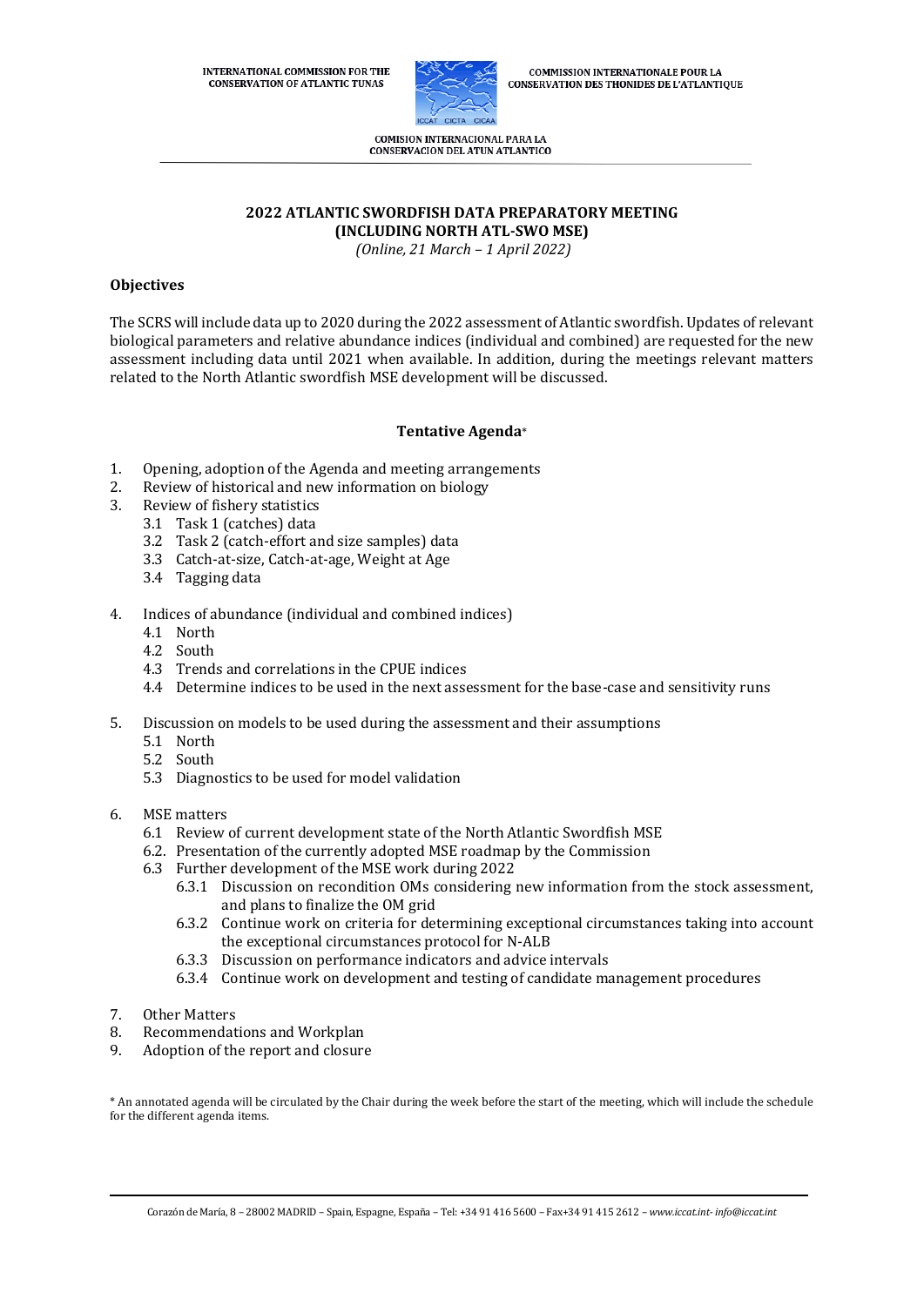INTERNATIONAL COMMISSION FOR THE CONSERVATION OF ATLANTIC TUNAS

COMMISSION INTERNATIONALE POUR LA CONSERVATION DES THONIDES DE L'ATLANTIQUE

COMISION INTERNACIONAL PARA LA CONSERVACION DEL ATUN ATLANTICO

## 2022 ATLANTIC SWORDFISH DATA PREPARATORY MEETING (INCLUDING NORTH ATL-SWO MSE)

*(Online, 21 March – 1 April 2022)*

### Objectives

The SCRS will include data up to 2020 during the 2022 assessment of Atlantic swordfish. Updates of relevant biological parameters and relative abundance indices (individual and combined) are requested for the new assessment including data until 2021 when available. In addition, during the meetings relevant matters related to the North Atlantic swordfish MSE development will be discussed.

### Tentative Agenda*

1. Opening, adoption of the Agenda and meeting arrangements
2. Review of historical and new information on biology
3. Review of fishery statistics
   - 3.1 Task 1 (catches) data
   - 3.2 Task 2 (catch-effort and size samples) data
   - 3.3 Catch-at-size, Catch-at-age, Weight at Age
   - 3.4 Tagging data
4. Indices of abundance (individual and combined indices)
   - 4.1 North
   - 4.2 South
   - 4.3 Trends and correlations in the CPUE indices
   - 4.4 Determine indices to be used in the next assessment for the base-case and sensitivity runs
5. Discussion on models to be used during the assessment and their assumptions
   - 5.1 North
   - 5.2 South
   - 5.3 Diagnostics to be used for model validation
6. MSE matters
   - 6.1 Review of current development state of the North Atlantic Swordfish MSE
   - 6.2. Presentation of the currently adopted MSE roadmap by the Commission
   - 6.3 Further development of the MSE work during 2022
     - 6.3.1 Discussion on recondition OMs considering new information from the stock assessment, and plans to finalize the OM grid
     - 6.3.2 Continue work on criteria for determining exceptional circumstances taking into account the exceptional circumstances protocol for N-ALB
     - 6.3.3 Discussion on performance indicators and advice intervals
     - 6.3.4 Continue work on development and testing of candidate management procedures
7. Other Matters
8. Recommendations and Workplan
9. Adoption of the report and closure

\* An annotated agenda will be circulated by the Chair during the week before the start of the meeting, which will include the schedule for the different agenda items.

Corazón de María, 8 – 28002 MADRID – Spain, Espagne, España – Tel: +34 91 416 5600 – Fax+34 91 415 2612 – *www.iccat.int- info@iccat.int*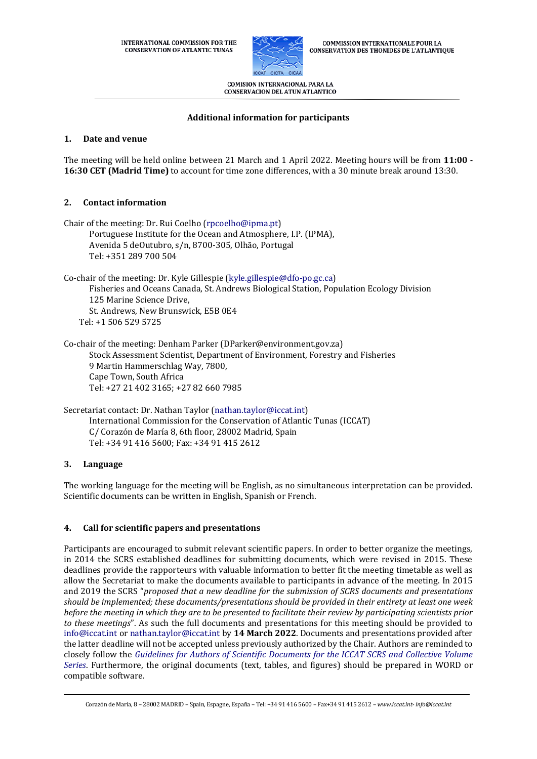INTERNATIONAL COMMISSION FOR THE CONSERVATION OF ATLANTIC TUNAS

COMMISSION INTERNATIONALE POUR LA CONSERVATION DES THONIDES DE L'ATLANTIQUE

COMISION INTERNACIONAL PARA LA CONSERVACION DEL ATUN ATLANTICO

## Additional information for participants

### 1. Date and venue

The meeting will be held online between 21 March and 1 April 2022. Meeting hours will be from **11:00 - 16:30 CET (Madrid Time)** to account for time zone differences, with a 30 minute break around 13:30.

### 2. Contact information

Chair of the meeting: Dr. Rui Coelho (rpcoelho@ipma.pt)
Portuguese Institute for the Ocean and Atmosphere, I.P. (IPMA),
Avenida 5 deOutubro, s/n, 8700-305, Olhão, Portugal
Tel: +351 289 700 504

Co-chair of the meeting: Dr. Kyle Gillespie (kyle.gillespie@dfo-po.gc.ca)
Fisheries and Oceans Canada, St. Andrews Biological Station, Population Ecology Division
125 Marine Science Drive,
St. Andrews, New Brunswick, E5B 0E4
Tel: +1 506 529 5725

Co-chair of the meeting: Denham Parker (DParker@environment.gov.za)
Stock Assessment Scientist, Department of Environment, Forestry and Fisheries
9 Martin Hammerschlag Way, 7800,
Cape Town, South Africa
Tel: +27 21 402 3165; +27 82 660 7985

Secretariat contact: Dr. Nathan Taylor (nathan.taylor@iccat.int)
International Commission for the Conservation of Atlantic Tunas (ICCAT)
C/ Corazón de María 8, 6th floor, 28002 Madrid, Spain
Tel: +34 91 416 5600; Fax: +34 91 415 2612

### 3. Language

The working language for the meeting will be English, as no simultaneous interpretation can be provided. Scientific documents can be written in English, Spanish or French.

### 4. Call for scientific papers and presentations

Participants are encouraged to submit relevant scientific papers. In order to better organize the meetings, in 2014 the SCRS established deadlines for submitting documents, which were revised in 2015. These deadlines provide the rapporteurs with valuable information to better fit the meeting timetable as well as allow the Secretariat to make the documents available to participants in advance of the meeting. In 2015 and 2019 the SCRS "*proposed that a new deadline for the submission of SCRS documents and presentations should be implemented; these documents/presentations should be provided in their entirety at least one week before the meeting in which they are to be presented to facilitate their review by participating scientists prior to these meetings*". As such the full documents and presentations for this meeting should be provided to info@iccat.int or nathan.taylor@iccat.int by **14 March 2022**. Documents and presentations provided after the latter deadline will not be accepted unless previously authorized by the Chair. Authors are reminded to closely follow the *Guidelines for Authors of Scientific Documents for the ICCAT SCRS and Collective Volume Series*. Furthermore, the original documents (text, tables, and figures) should be prepared in WORD or compatible software.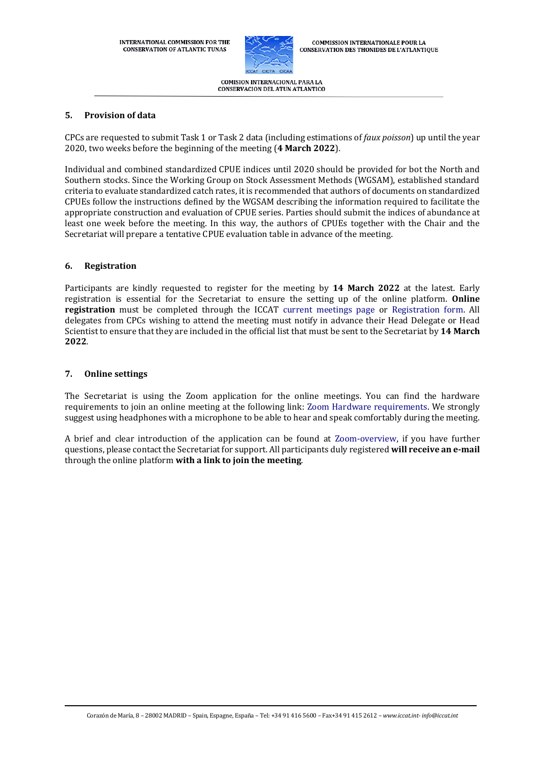## 5. Provision of data

CPCs are requested to submit Task 1 or Task 2 data (including estimations of *faux poisson*) up until the year 2020, two weeks before the beginning of the meeting (**4 March 2022**).

Individual and combined standardized CPUE indices until 2020 should be provided for bot the North and Southern stocks. Since the Working Group on Stock Assessment Methods (WGSAM), established standard criteria to evaluate standardized catch rates, it is recommended that authors of documents on standardized CPUEs follow the instructions defined by the WGSAM describing the information required to facilitate the appropriate construction and evaluation of CPUE series. Parties should submit the indices of abundance at least one week before the meeting. In this way, the authors of CPUEs together with the Chair and the Secretariat will prepare a tentative CPUE evaluation table in advance of the meeting.

## 6. Registration

Participants are kindly requested to register for the meeting by **14 March 2022** at the latest. Early registration is essential for the Secretariat to ensure the setting up of the online platform. **Online registration** must be completed through the ICCAT current meetings page or Registration form. All delegates from CPCs wishing to attend the meeting must notify in advance their Head Delegate or Head Scientist to ensure that they are included in the official list that must be sent to the Secretariat by **14 March 2022**.

## 7. Online settings

The Secretariat is using the Zoom application for the online meetings. You can find the hardware requirements to join an online meeting at the following link: Zoom Hardware requirements. We strongly suggest using headphones with a microphone to be able to hear and speak comfortably during the meeting.

A brief and clear introduction of the application can be found at Zoom-overview, if you have further questions, please contact the Secretariat for support. All participants duly registered **will receive an e-mail** through the online platform **with a link to join the meeting**.